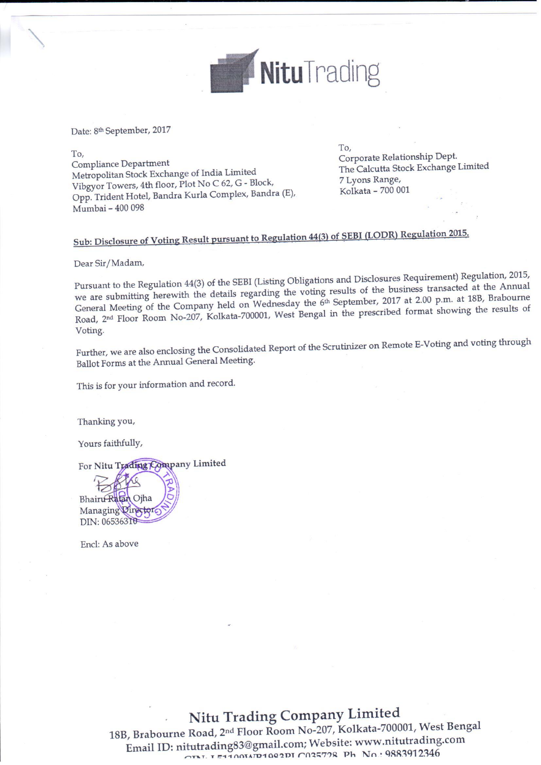# NituTrading

Date: 8th September, 2017

To,
Compliance Department
Metropolitan Stock Exchange of India Limited
Vibgyor Towers, 4th floor, Plot No C 62, G - Block,
Opp. Trident Hotel, Bandra Kurla Complex, Bandra (E),
Mumbai – 400 098

To,
Corporate Relationship Dept.
The Calcutta Stock Exchange Limited
7 Lyons Range,
Kolkata – 700 001

**Sub: Disclosure of Voting Result pursuant to Regulation 44(3) of SEBI (LODR) Regulation 2015.**

Dear Sir/Madam,

Pursuant to the Regulation 44(3) of the SEBI (Listing Obligations and Disclosures Requirement) Regulation, 2015, we are submitting herewith the details regarding the voting results of the business transacted at the Annual General Meeting of the Company held on Wednesday the 6th September, 2017 at 2.00 p.m. at 18B, Brabourne Road, 2nd Floor Room No-207, Kolkata-700001, West Bengal in the prescribed format showing the results of Voting.

Further, we are also enclosing the Consolidated Report of the Scrutinizer on Remote E-Voting and voting through Ballot Forms at the Annual General Meeting.

This is for your information and record.

Thanking you,

Yours faithfully,

For Nitu Trading Company Limited

Bhairu Ratan Ojha
Managing Director
DIN: 06536310

Encl: As above

**Nitu Trading Company Limited**
18B, Brabourne Road, 2nd Floor Room No-207, Kolkata-700001, West Bengal
Email ID: nitutrading83@gmail.com; Website: www.nitutrading.com
CIN: L51109WB1983PLC035728 Ph. No.: 9883912346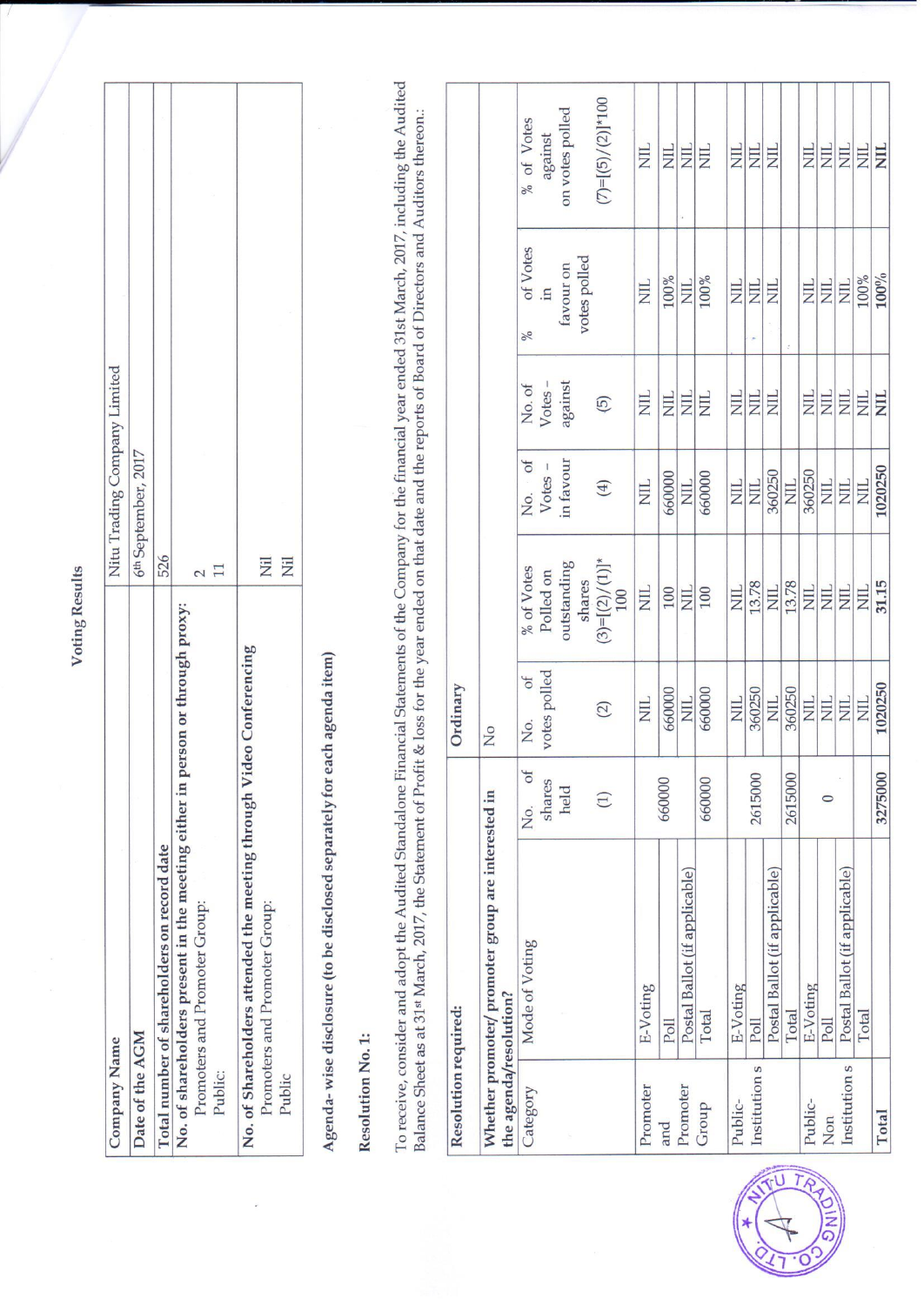# Voting Results

| Company Name | Nitu Trading Company Limited |
|---|---|
| Date of the AGM | 6th September, 2017 |
| Total number of shareholders on record date | 526 |
| **No. of shareholders present in the meeting either in person or through proxy:** Promoters and Promoter Group: Public: | 2 11 |
| **No. of Shareholders attended the meeting through Video Conferencing** Promoters and Promoter Group: Public | Nil Nil |

**Agenda-wise disclosure (to be disclosed separately for each agenda item)**

**Resolution No. 1:**

To receive, consider and adopt the Audited Standalone Financial Statements of the Company for the financial year ended 31st March, 2017, including the Audited Balance Sheet as at 31st March, 2017, the Statement of Profit & loss for the year ended on that date and the reports of Board of Directors and Auditors thereon.:

| **Resolution required:** | | **Ordinary** | | | | | | |
|---|---|---|---|---|---|---|---|---|
| **Whether promoter/ promoter group are interested in the agenda/resolution?** | | No | | | | | | |
| Category | Mode of Voting | No. of shares held (1) | No. of votes polled (2) | % of Votes Polled on outstanding shares (3)=[(2)/(1)]* 100 | No. of Votes – in favour (4) | No. of Votes – against (5) | % of Votes in favour on votes polled | % of Votes against on votes polled (7)=[(5)/(2)]*100 |
| Promoter and Promoter Group | E-Voting | 660000 | NIL | NIL | NIL | NIL | NIL | NIL |
| | Poll | | 660000 | 100 | 660000 | NIL | 100% | NIL |
| | Postal Ballot (if applicable) | | NIL | NIL | NIL | NIL | NIL | NIL |
| | Total | 660000 | 660000 | 100 | 660000 | NIL | 100% | NIL |
| Public-Institutions | E-Voting | 2615000 | NIL | NIL | NIL | NIL | NIL | NIL |
| | Poll | | 360250 | 13.78 | NIL | NIL | NIL | NIL |
| | Postal Ballot (if applicable) | | NIL | NIL | 360250 | NIL | NIL | NIL |
| | Total | 2615000 | 360250 | 13.78 | NIL | | | |
| Public-Non Institutions | E-Voting | 0 | NIL | NIL | 360250 | NIL | NIL | NIL |
| | Poll | | NIL | NIL | NIL | NIL | NIL | NIL |
| | Postal Ballot (if applicable) | | NIL | NIL | NIL | NIL | NIL | NIL |
| | Total | | NIL | NIL | NIL | NIL | 100% | NIL |
| **Total** | | **3275000** | **1020250** | **31.15** | **1020250** | **NIL** | **100%** | **NIL** |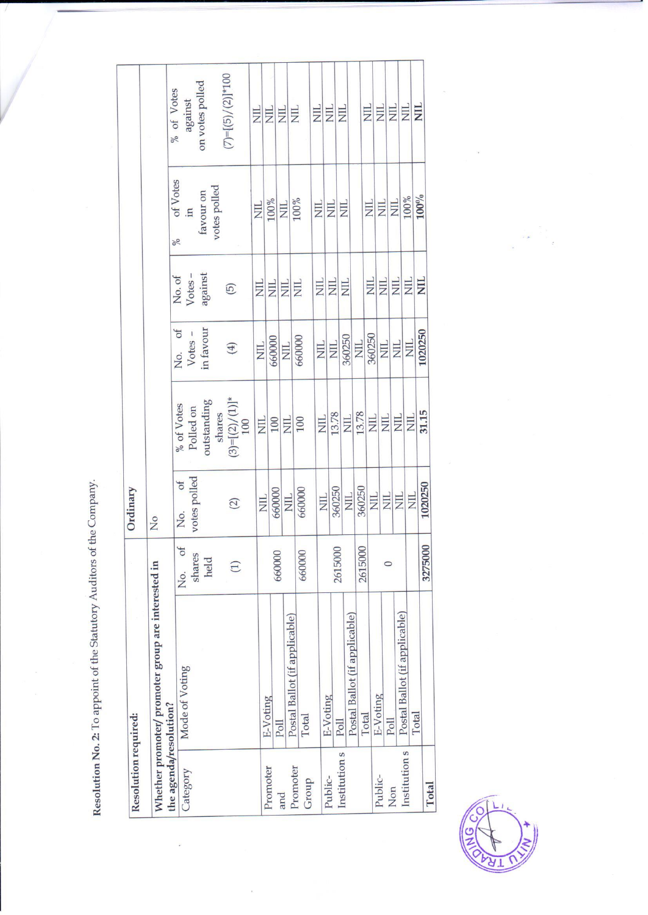**Resolution No. 2:** To appoint of the Statutory Auditors of the Company.

| Resolution required: | | Ordinary | | | | | | |
|---|---|---|---|---|---|---|---|---|
| Whether promoter/ promoter group are interested in the agenda/resolution? | | No | | | | | | |
| Category | Mode of Voting | No. of shares held<br>(1) | No. of votes polled<br>(2) | % of Votes Polled on outstanding shares<br>(3)=[(2)/(1)]* 100 | No. of Votes – in favour<br>(4) | No. of Votes – against<br>(5) | % of Votes in favour on votes polled | % of Votes against on votes polled<br>(7)=[(5)/(2)]*100 |
| Promoter and Promoter Group | E-Voting | 660000 | NIL | NIL | NIL | NIL | NIL | NIL |
| | Poll | | 660000 | 100 | 660000 | NIL | 100% | NIL |
| | Postal Ballot (if applicable) | | NIL | NIL | NIL | NIL | NIL | NIL |
| | Total | 660000 | 660000 | 100 | 660000 | NIL | 100% | NIL |
| Public-Institution s | E-Voting | 2615000 | NIL | NIL | NIL | NIL | NIL | NIL |
| | Poll | | 360250 | 13.78 | NIL | NIL | NIL | NIL |
| | Postal Ballot (if applicable) | | NIL | NIL | 360250 | NIL | NIL | NIL |
| | Total | 2615000 | 360250 | 13.78 | NIL | | | |
| Public-Non Institution s | E-Voting | 0 | NIL | NIL | 360250 | NIL | NIL | NIL |
| | Poll | | NIL | NIL | NIL | NIL | NIL | NIL |
| | Postal Ballot (if applicable) | | NIL | NIL | NIL | NIL | NIL | NIL |
| | Total | | NIL | NIL | NIL | NIL | 100% | NIL |
| Total | | 3275000 | 1020250 | 31.15 | 1020250 | NIL | 100% | NIL |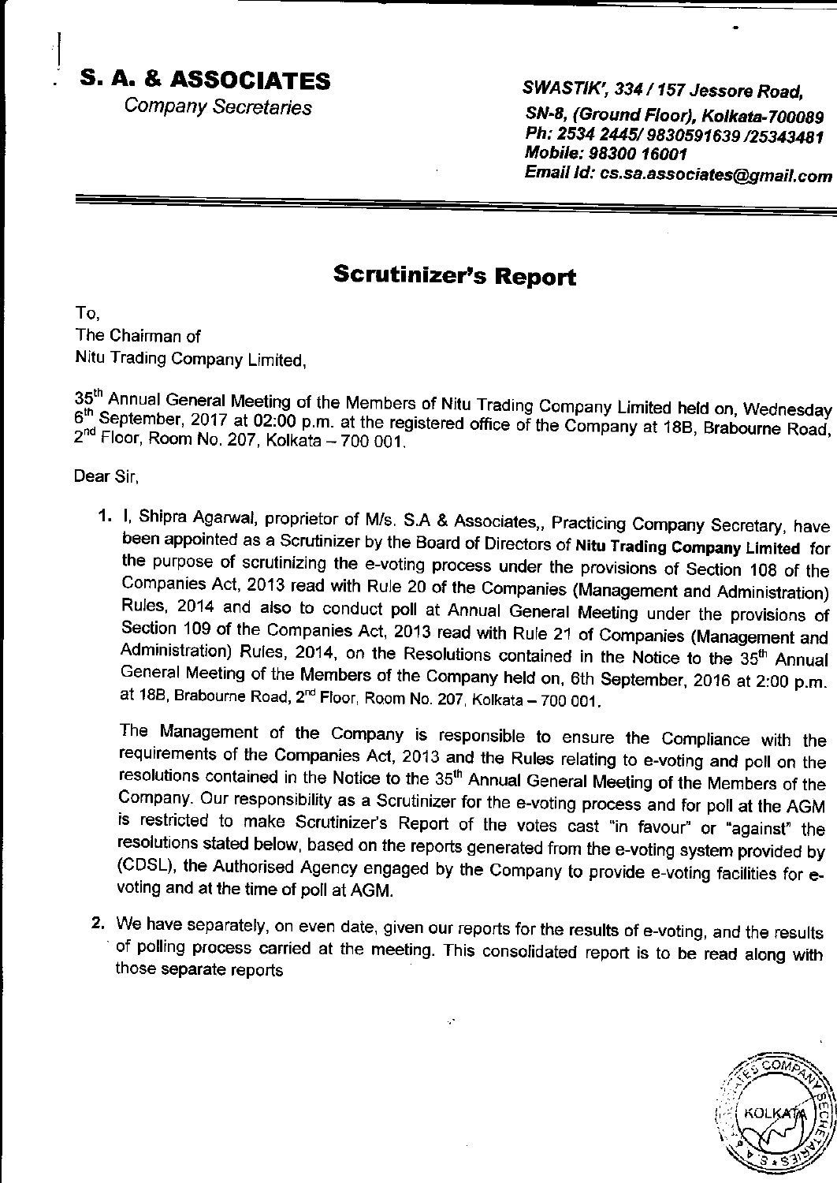# S. A. & ASSOCIATES

Company Secretaries

*SWASTIK', 334 / 157 Jessore Road,*
*SN-8, (Ground Floor), Kolkata-700089*
*Ph: 2534 2445/ 9830591639 /25343481*
*Mobile: 98300 16001*
*Email Id: cs.sa.associates@gmail.com*

---

## Scrutinizer's Report

To,
The Chairman of
Nitu Trading Company Limited,

35th Annual General Meeting of the Members of Nitu Trading Company Limited held on, Wednesday 6th September, 2017 at 02:00 p.m. at the registered office of the Company at 18B, Brabourne Road, 2nd Floor, Room No. 207, Kolkata – 700 001.

Dear Sir,

1. I, Shipra Agarwal, proprietor of M/s. S.A & Associates,, Practicing Company Secretary, have been appointed as a Scrutinizer by the Board of Directors of **Nitu Trading Company Limited** for the purpose of scrutinizing the e-voting process under the provisions of Section 108 of the Companies Act, 2013 read with Rule 20 of the Companies (Management and Administration) Rules, 2014 and also to conduct poll at Annual General Meeting under the provisions of Section 109 of the Companies Act, 2013 read with Rule 21 of Companies (Management and Administration) Rules, 2014, on the Resolutions contained in the Notice to the 35th Annual General Meeting of the Members of the Company held on, 6th September, 2016 at 2:00 p.m. at 18B, Brabourne Road, 2nd Floor, Room No. 207, Kolkata – 700 001.

   The Management of the Company is responsible to ensure the Compliance with the requirements of the Companies Act, 2013 and the Rules relating to e-voting and poll on the resolutions contained in the Notice to the 35th Annual General Meeting of the Members of the Company. Our responsibility as a Scrutinizer for the e-voting process and for poll at the AGM is restricted to make Scrutinizer's Report of the votes cast "in favour" or "against" the resolutions stated below, based on the reports generated from the e-voting system provided by (CDSL), the Authorised Agency engaged by the Company to provide e-voting facilities for e-voting and at the time of poll at AGM.

2. We have separately, on even date, given our reports for the results of e-voting, and the results of polling process carried at the meeting. This consolidated report is to be read along with those separate reports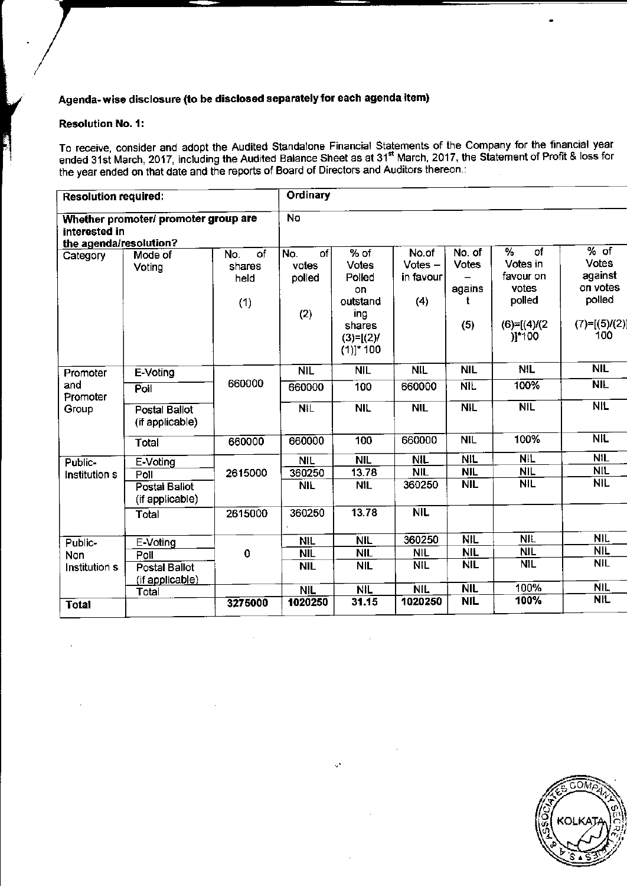**Agenda- wise disclosure (to be disclosed separately for each agenda item)**

**Resolution No. 1:**

To receive, consider and adopt the Audited Standalone Financial Statements of the Company for the financial year ended 31st March, 2017, including the Audited Balance Sheet as at 31[st] March, 2017, the Statement of Profit & loss for the year ended on that date and the reports of Board of Directors and Auditors thereon.:

| **Resolution required:** | | | **Ordinary** | | | | | |
|---|---|---|---|---|---|---|---|---|
| **Whether promoter/ promoter group are interested in the agenda/resolution?** | | | No | | | | | |
| Category | Mode of Voting | No. of shares held (1) | No. of votes polled (2) | % of Votes Polled on outstanding shares (3)=[(2)/(1)]* 100 | No.of Votes – in favour (4) | No. of Votes – against (5) | % of Votes in favour on votes polled (6)=[(4)/(2)]*100 | % of Votes against on votes polled (7)=[(5)/(2)] 100 |
| Promoter and Promoter Group | E-Voting | 660000 | NIL | NIL | NIL | NIL | NIL | NIL |
| | Poll | | 660000 | 100 | 660000 | NIL | 100% | NIL |
| | Postal Ballot (if applicable) | | NIL | NIL | NIL | NIL | NIL | NIL |
| | Total | 660000 | 660000 | 100 | 660000 | NIL | 100% | NIL |
| Public- Institution s | E-Voting | 2615000 | NIL | NIL | NIL | NIL | NIL | NIL |
| | Poll | | 360250 | 13.78 | NIL | NIL | NIL | NIL |
| | Postal Ballot (if applicable) | | NIL | NIL | 360250 | NIL | NIL | NIL |
| | Total | 2615000 | 360250 | 13.78 | NIL | | | |
| Public- Non Institution s | E-Voting | 0 | NIL | NIL | 360250 | NIL | NIL | NIL |
| | Poll | | NIL | NIL | NIL | NIL | NIL | NIL |
| | Postal Ballot (if applicable) | | NIL | NIL | NIL | NIL | NIL | NIL |
| | Total | | NIL | NIL | NIL | NIL | 100% | NIL |
| **Total** | | **3275000** | **1020250** | **31.15** | **1020250** | **NIL** | **100%** | **NIL** |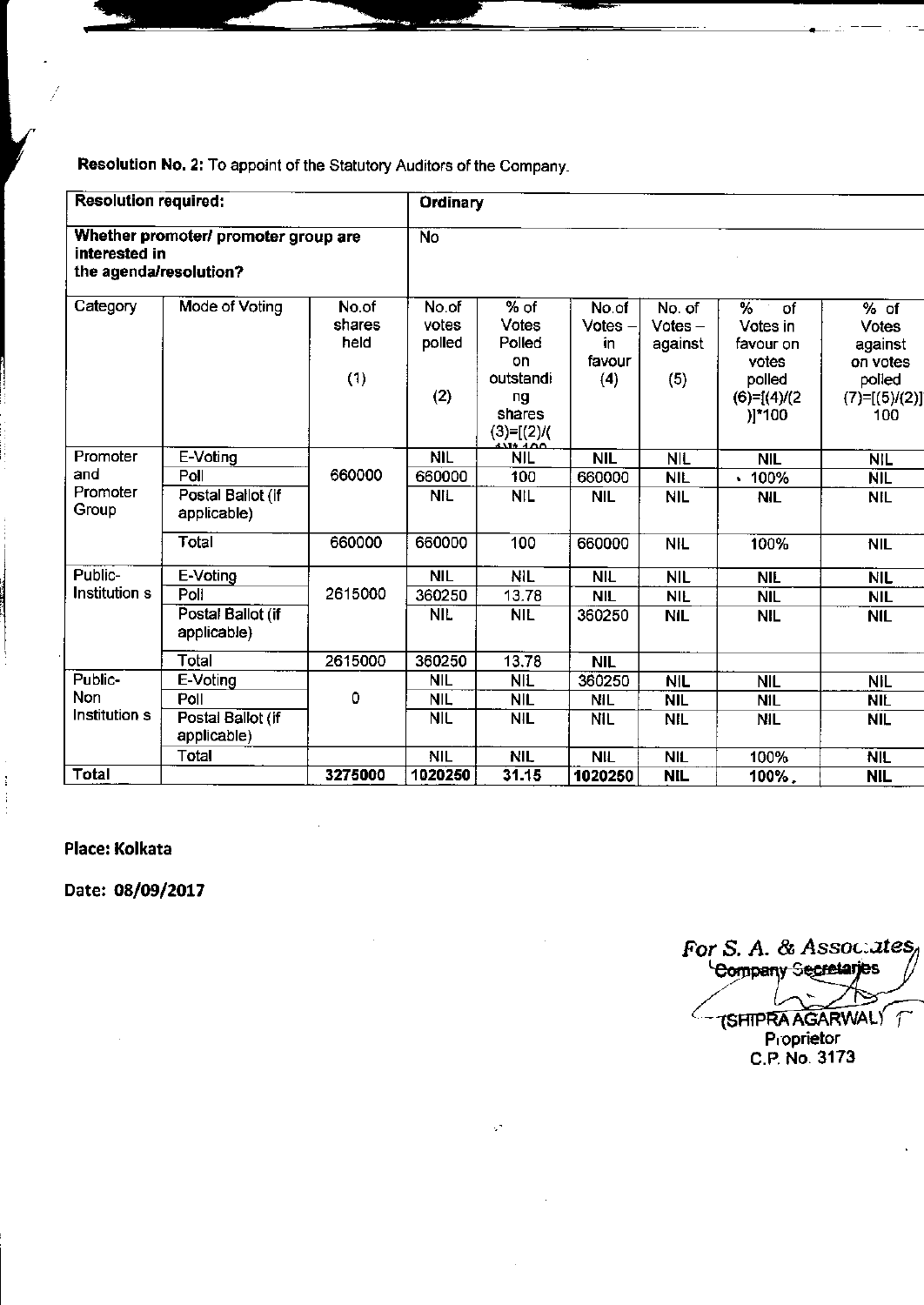**Resolution No. 2:** To appoint of the Statutory Auditors of the Company.

| **Resolution required:** | | | **Ordinary** | | | | | |
|---|---|---|---|---|---|---|---|---|
| **Whether promoter/ promoter group are interested in the agenda/resolution?** | | | No | | | | | |
| Category | Mode of Voting | No.of shares held (1) | No.of votes polled (2) | % of Votes Polled on outstanding shares (3)=[(2)/(1)]* 100 | No.of Votes – in favour (4) | No. of Votes – against (5) | % of Votes in favour on votes polled (6)=[(4)/(2)]*100 | % of Votes against on votes polled (7)=[(5)/(2)] 100 |
| Promoter and Promoter Group | E-Voting | 660000 | NIL | NIL | NIL | NIL | NIL | NIL |
| | Poll | | 660000 | 100 | 660000 | NIL | 100% | NIL |
| | Postal Ballot (if applicable) | | NIL | NIL | NIL | NIL | NIL | NIL |
| | Total | 660000 | 660000 | 100 | 660000 | NIL | 100% | NIL |
| Public-Institution s | E-Voting | 2615000 | NIL | NIL | NIL | NIL | NIL | NIL |
| | Poll | | 360250 | 13.78 | NIL | NIL | NIL | NIL |
| | Postal Ballot (if applicable) | | NIL | NIL | 360250 | NIL | NIL | NIL |
| | Total | 2615000 | 360250 | 13.78 | NIL | | | |
| Public-Non Institution s | E-Voting | 0 | NIL | NIL | 360250 | NIL | NIL | NIL |
| | Poll | | NIL | NIL | NIL | NIL | NIL | NIL |
| | Postal Ballot (if applicable) | | NIL | NIL | NIL | NIL | NIL | NIL |
| | Total | | NIL | NIL | NIL | NIL | 100% | NIL |
| **Total** | | **3275000** | **1020250** | **31.15** | **1020250** | **NIL** | **100%** | **NIL** |

**Place: Kolkata**

**Date: 08/09/2017**

For S. A. & Associates
Company Secretaries

(SHIPRA AGARWAL)
Proprietor
C.P. No. 3173